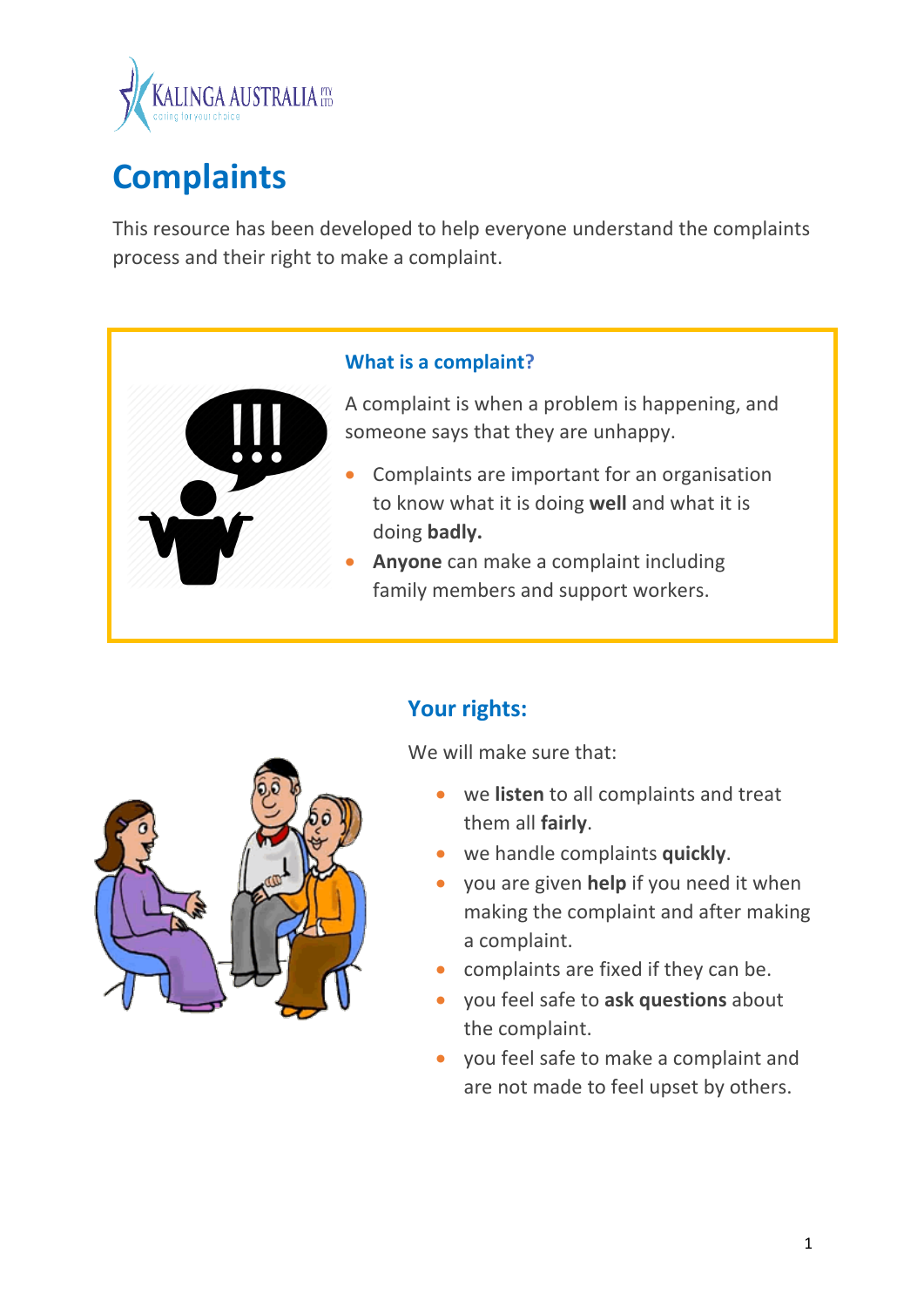# Complaints

This resource has been developed to help everyone understand the complaints process and their right to make a complaint.

### What is a complaint?

A complaint is when a problem is happening, and someone says that they are unhappy.

- Complaints are important for an organisation to know what it is doing **well** and what it is doing **badly.**
- **Anyone** can make a complaint including family members and support workers.

### Your rights:

We will make sure that:

- we **listen** to all complaints and treat them all **fairly**.
- we handle complaints **quickly**.
- you are given **help** if you need it when making the complaint and after making a complaint.
- complaints are fixed if they can be.
- you feel safe to **ask questions** about the complaint.
- you feel safe to make a complaint and are not made to feel upset by others.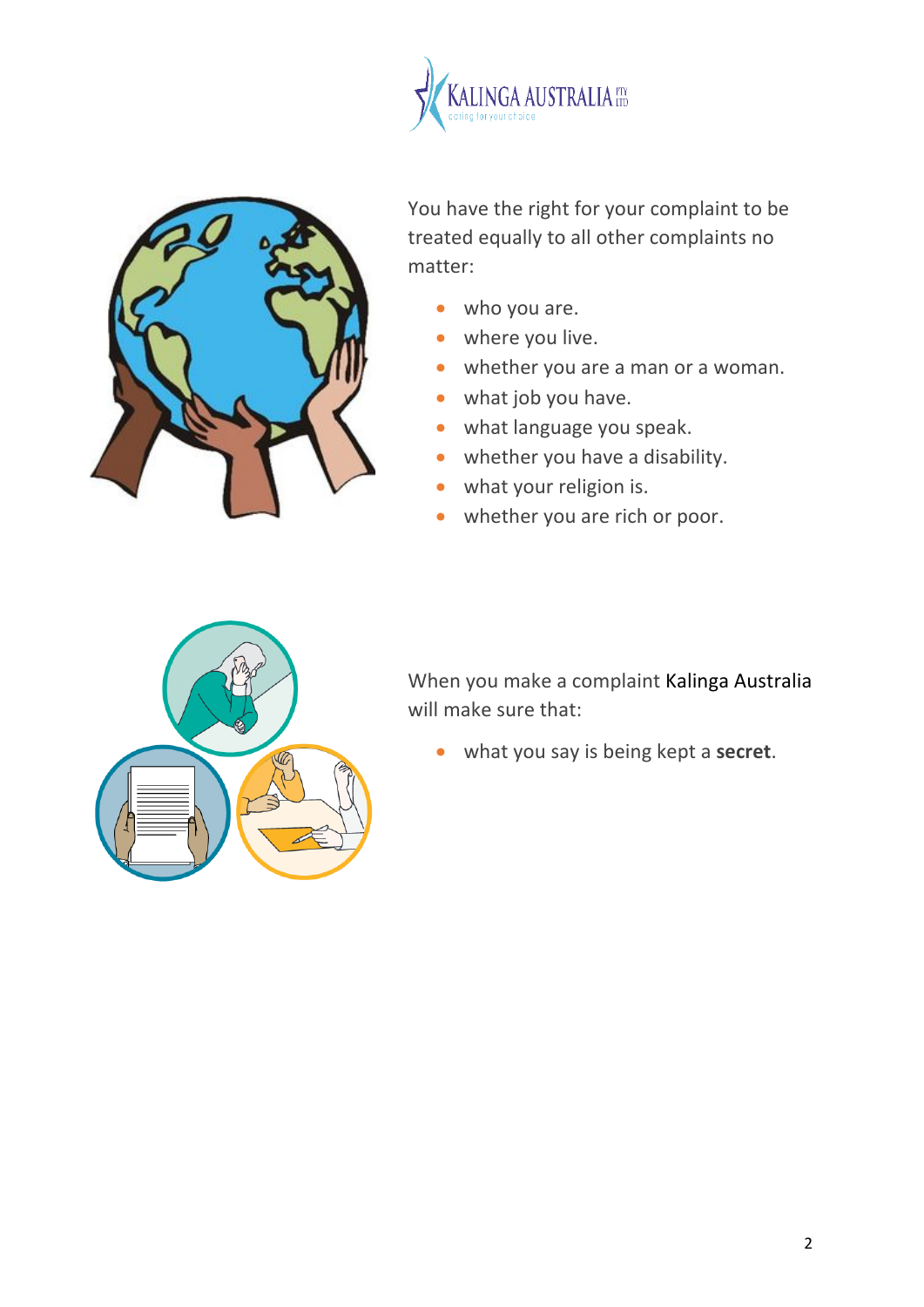You have the right for your complaint to be treated equally to all other complaints no matter:

- who you are.
- where you live.
- whether you are a man or a woman.
- what job you have.
- what language you speak.
- whether you have a disability.
- what your religion is.
- whether you are rich or poor.

When you make a complaint Kalinga Australia will make sure that:

- what you say is being kept a **secret**.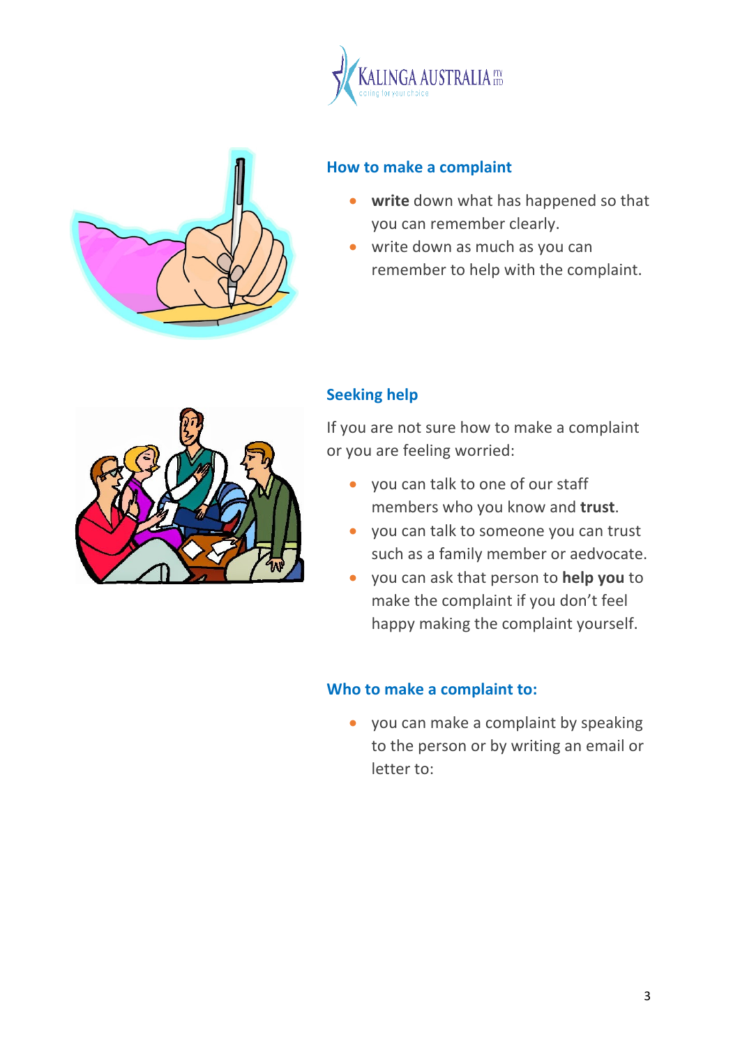## How to make a complaint

- **write** down what has happened so that you can remember clearly.
- write down as much as you can remember to help with the complaint.

## Seeking help

If you are not sure how to make a complaint or you are feeling worried:

- you can talk to one of our staff members who you know and **trust**.
- you can talk to someone you can trust such as a family member or aedvocate.
- you can ask that person to **help you** to make the complaint if you don't feel happy making the complaint yourself.

## Who to make a complaint to:

- you can make a complaint by speaking to the person or by writing an email or letter to: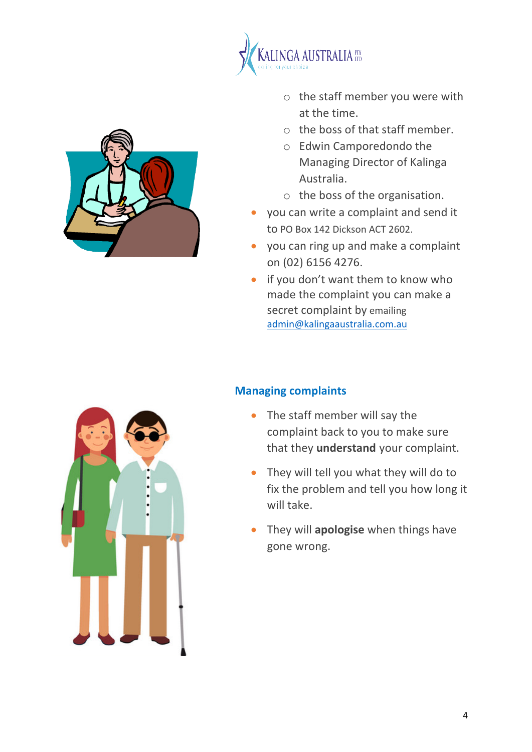- the staff member you were with at the time.
   - the boss of that staff member.
   - Edwin Camporedondo the Managing Director of Kalinga Australia.
   - the boss of the organisation.
- you can write a complaint and send it to PO Box 142 Dickson ACT 2602.
- you can ring up and make a complaint on (02) 6156 4276.
- if you don't want them to know who made the complaint you can make a secret complaint by emailing admin@kalingaaustralia.com.au

## Managing complaints

- The staff member will say the complaint back to you to make sure that they **understand** your complaint.
- They will tell you what they will do to fix the problem and tell you how long it will take.
- They will **apologise** when things have gone wrong.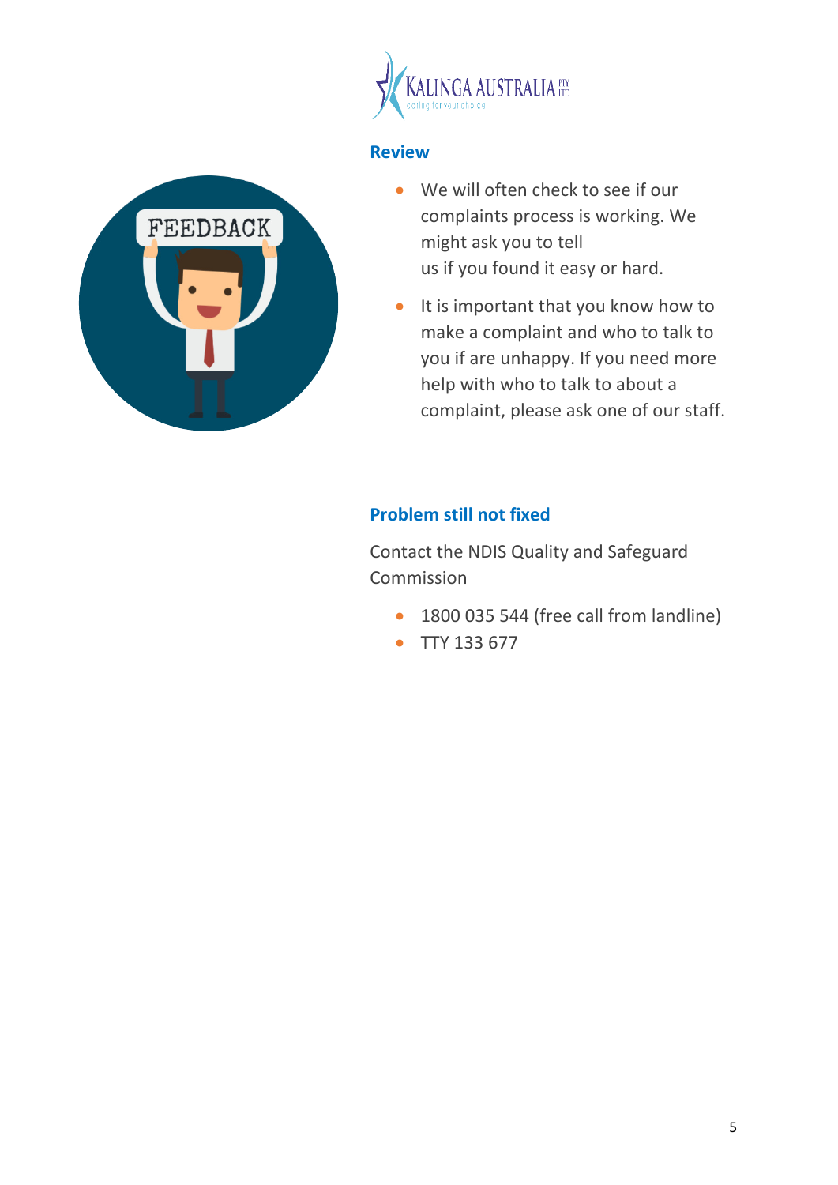## Review

- We will often check to see if our complaints process is working. We might ask you to tell us if you found it easy or hard.
- It is important that you know how to make a complaint and who to talk to you if are unhappy. If you need more help with who to talk to about a complaint, please ask one of our staff.

## Problem still not fixed

Contact the NDIS Quality and Safeguard Commission

- 1800 035 544 (free call from landline)
- TTY 133 677